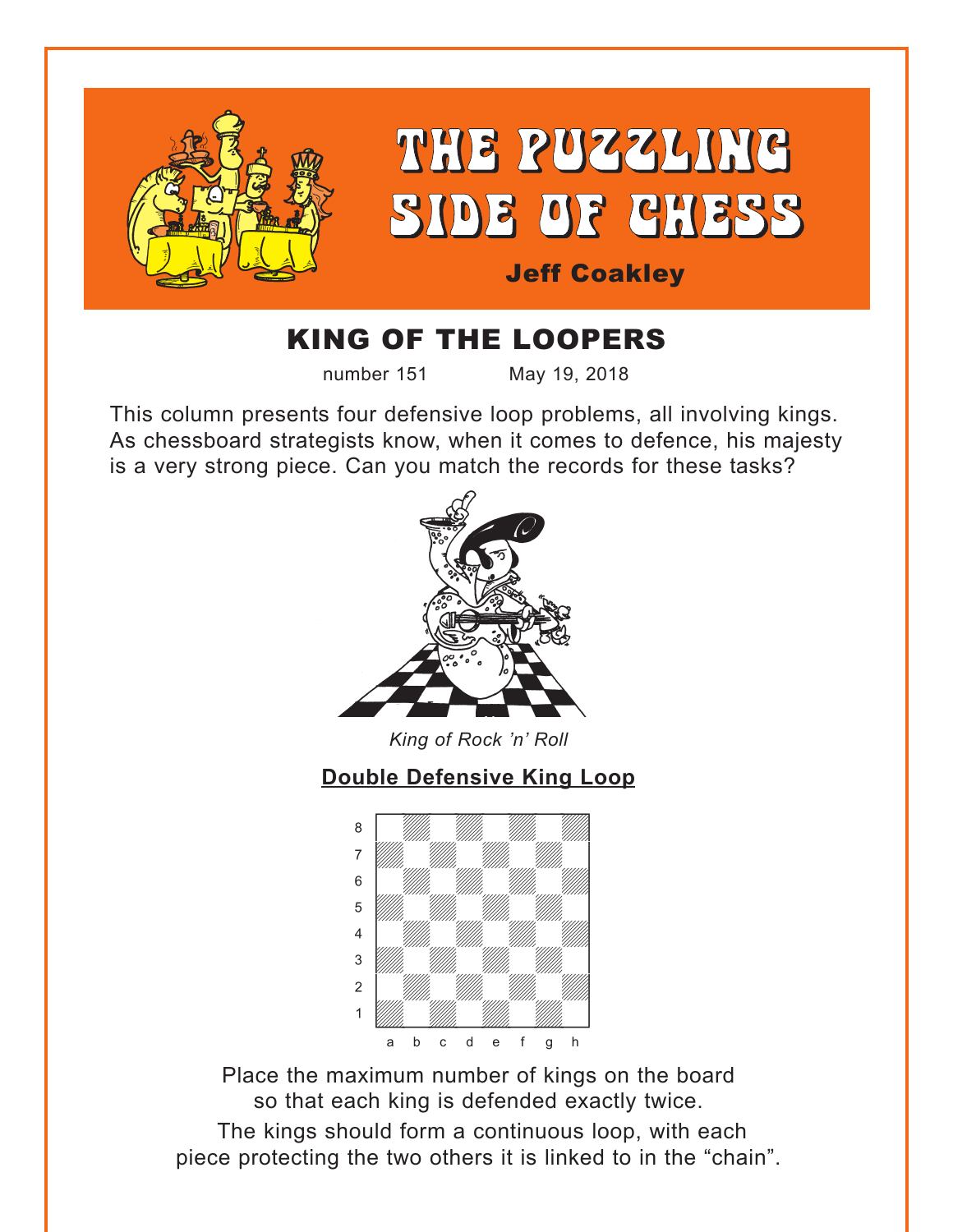# THE PUZZLING SIDE OF CHESS

**Jeff Coakley**

## KING OF THE LOOPERS

number 151 May 19, 2018

This column presents four defensive loop problems, all involving kings. As chessboard strategists know, when it comes to defence, his majesty is a very strong piece. Can you match the records for these tasks?

*King of Rock 'n' Roll*

### Double Defensive King Loop

Place the maximum number of kings on the board so that each king is defended exactly twice.

The kings should form a continuous loop, with each piece protecting the two others it is linked to in the "chain".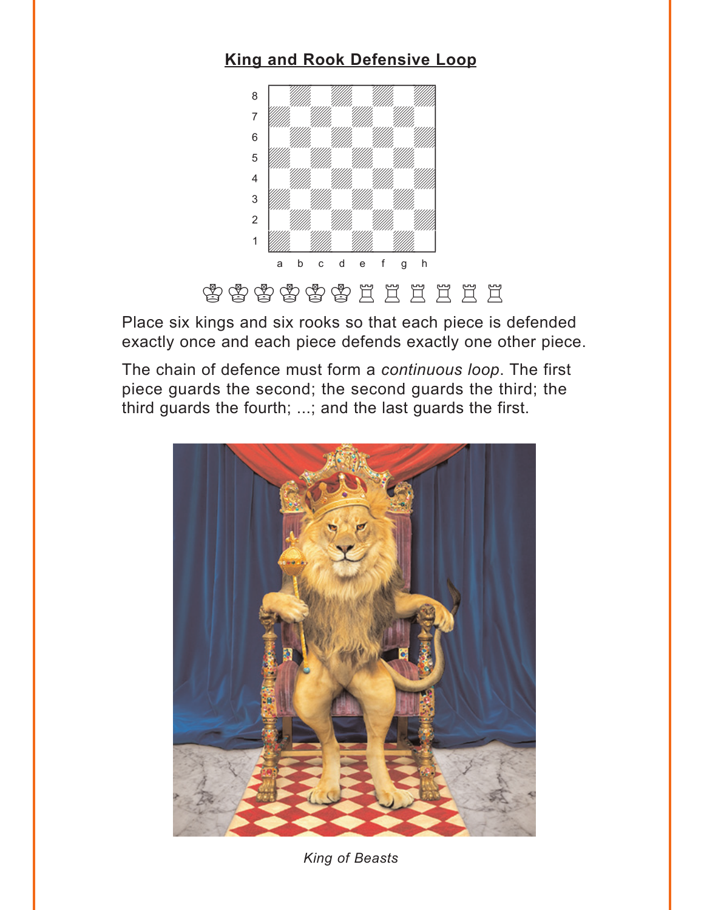## King and Rook Defensive Loop

♔♔♔♔♔♔♖♖♖♖♖♖

Place six kings and six rooks so that each piece is defended exactly once and each piece defends exactly one other piece.

The chain of defence must form a *continuous loop*. The first piece guards the second; the second guards the third; the third guards the fourth; ...; and the last guards the first.

*King of Beasts*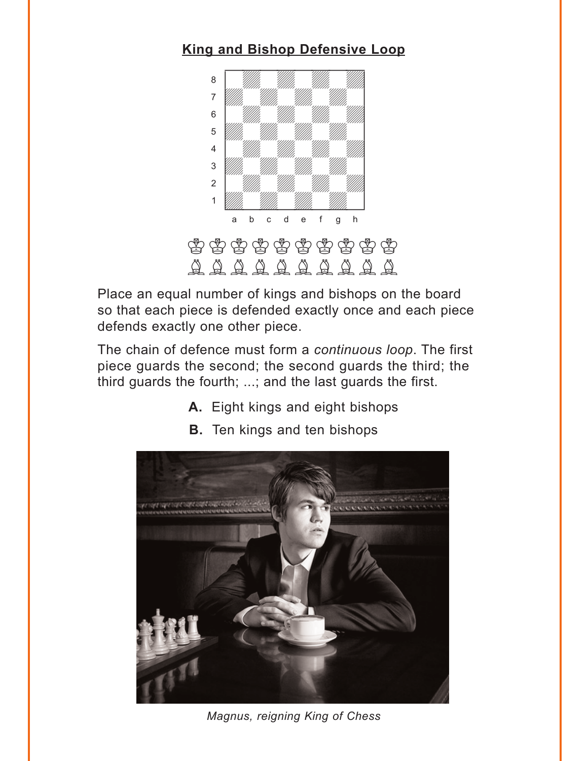## King and Bishop Defensive Loop

Place an equal number of kings and bishops on the board so that each piece is defended exactly once and each piece defends exactly one other piece.

The chain of defence must form a *continuous loop*. The first piece guards the second; the second guards the third; the third guards the fourth; ...; and the last guards the first.

**A.** Eight kings and eight bishops

**B.** Ten kings and ten bishops

*Magnus, reigning King of Chess*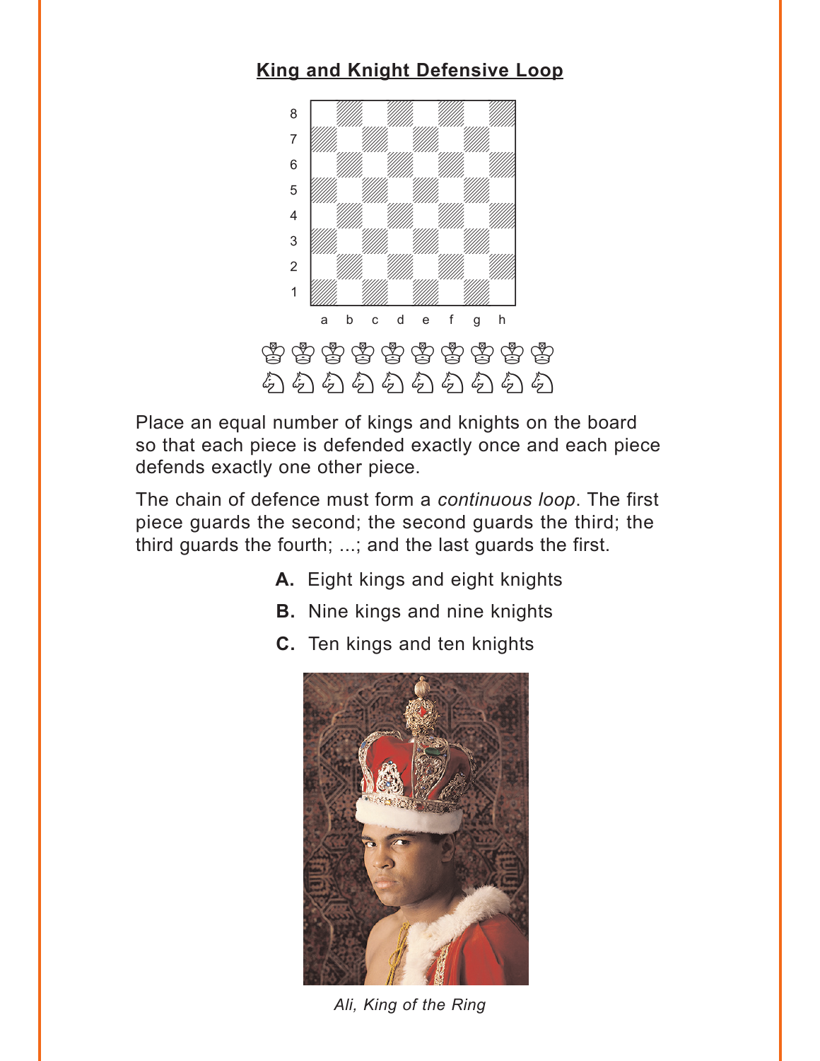## King and Knight Defensive Loop

Place an equal number of kings and knights on the board so that each piece is defended exactly once and each piece defends exactly one other piece.

The chain of defence must form a *continuous loop*. The first piece guards the second; the second guards the third; the third guards the fourth; ...; and the last guards the first.

- **A.** Eight kings and eight knights
- **B.** Nine kings and nine knights
- **C.** Ten kings and ten knights

*Ali, King of the Ring*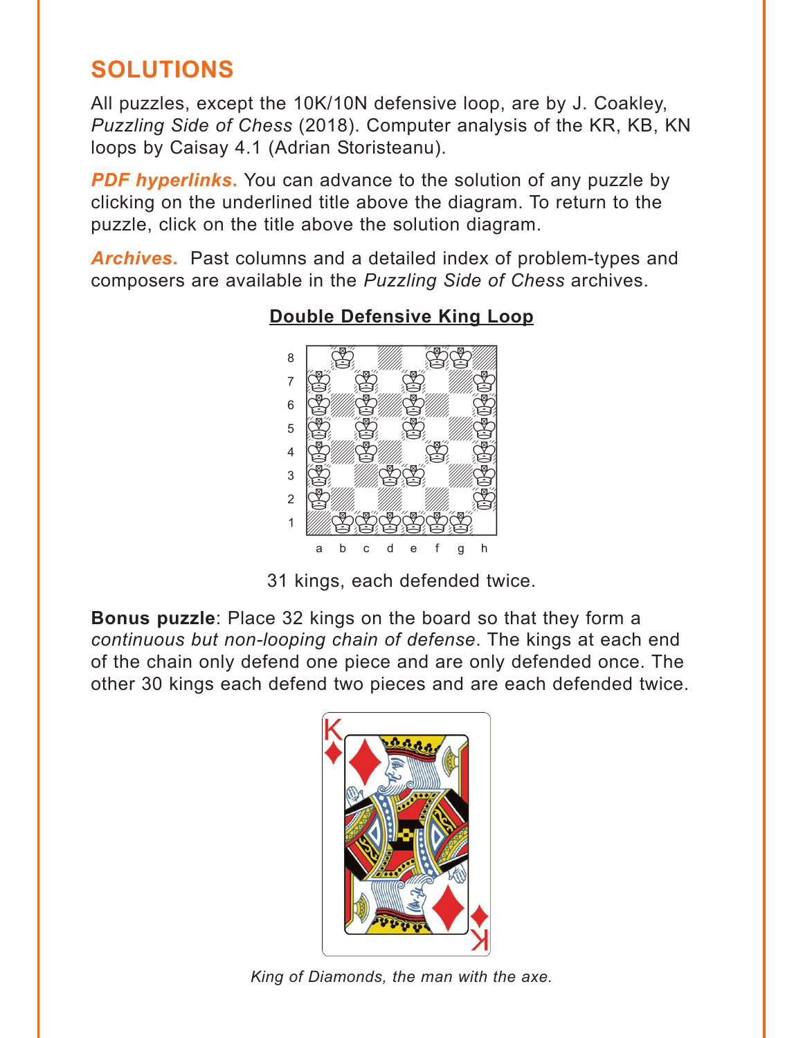# SOLUTIONS

All puzzles, except the 10K/10N defensive loop, are by J. Coakley, *Puzzling Side of Chess* (2018). Computer analysis of the KR, KB, KN loops by Caisay 4.1 (Adrian Storisteanu).

***PDF hyperlinks.*** You can advance to the solution of any puzzle by clicking on the underlined title above the diagram. To return to the puzzle, click on the title above the solution diagram.

***Archives.*** Past columns and a detailed index of problem-types and composers are available in the *Puzzling Side of Chess* archives.

**Double Defensive King Loop**

31 kings, each defended twice.

**Bonus puzzle**: Place 32 kings on the board so that they form a *continuous but non-looping chain of defense*. The kings at each end of the chain only defend one piece and are only defended once. The other 30 kings each defend two pieces and are each defended twice.

*King of Diamonds, the man with the axe.*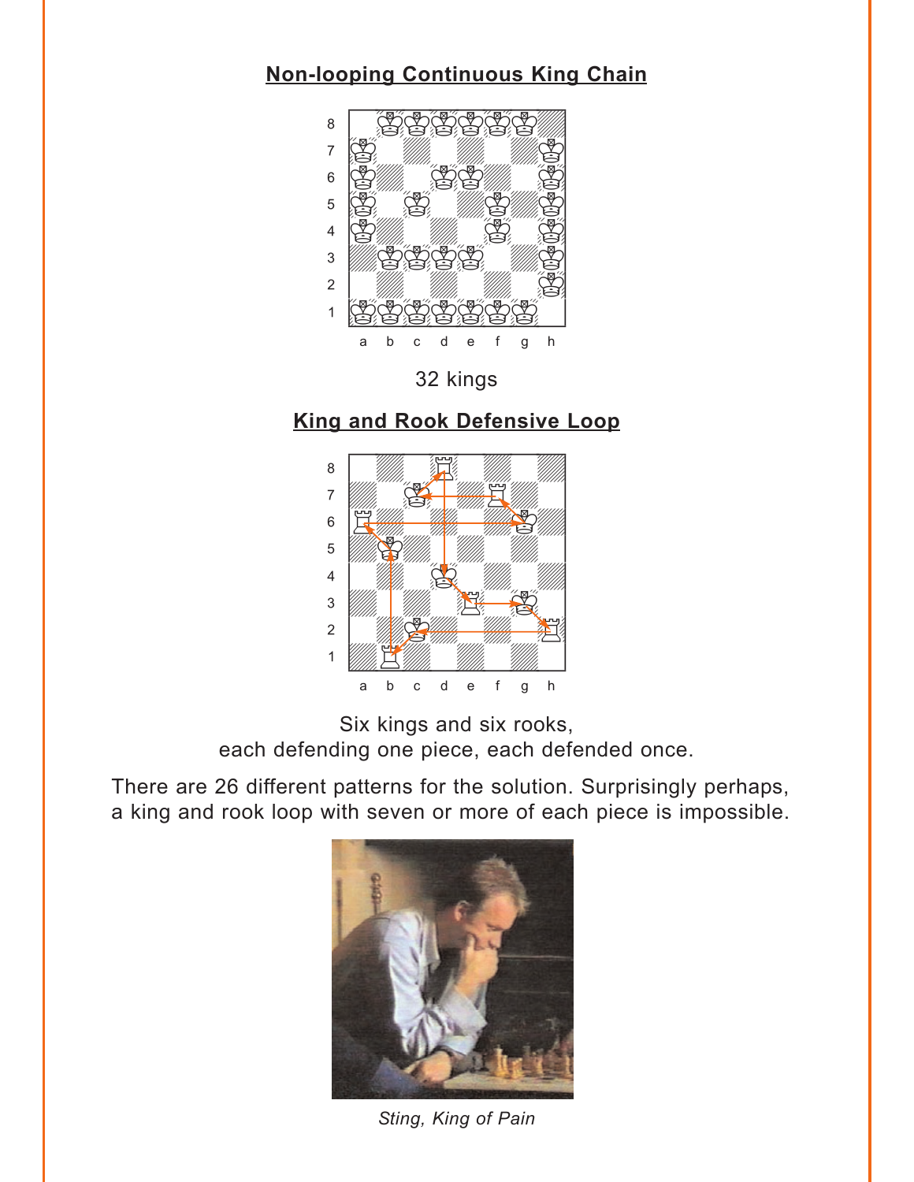## Non-looping Continuous King Chain

32 kings

## King and Rook Defensive Loop

Six kings and six rooks,
each defending one piece, each defended once.

There are 26 different patterns for the solution. Surprisingly perhaps, a king and rook loop with seven or more of each piece is impossible.

*Sting, King of Pain*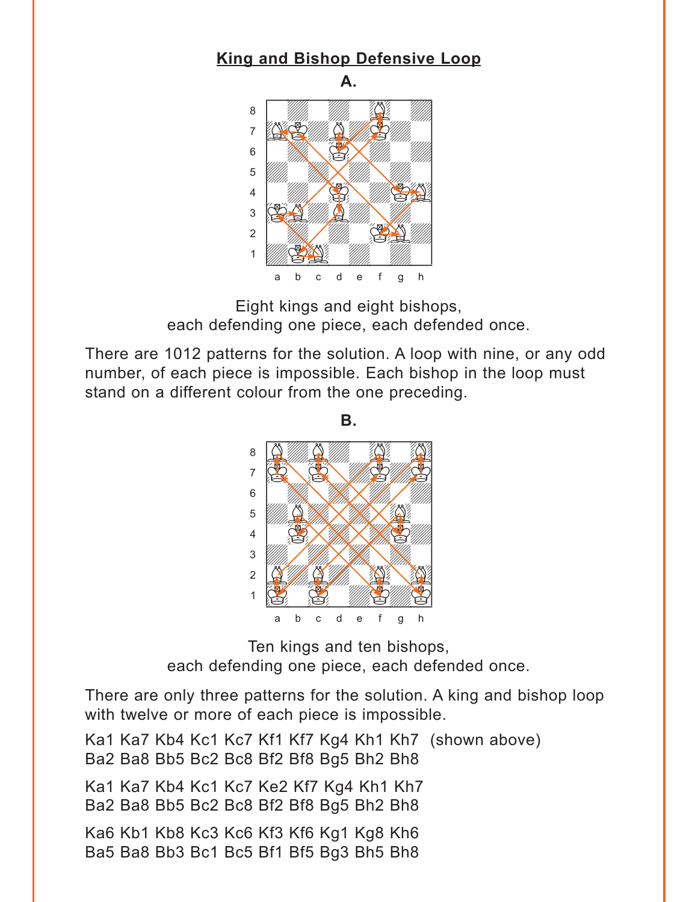## King and Bishop Defensive Loop

**A.**

Eight kings and eight bishops,
each defending one piece, each defended once.

There are 1012 patterns for the solution. A loop with nine, or any odd number, of each piece is impossible. Each bishop in the loop must stand on a different colour from the one preceding.

**B.**

Ten kings and ten bishops,
each defending one piece, each defended once.

There are only three patterns for the solution. A king and bishop loop with twelve or more of each piece is impossible.

Ka1 Ka7 Kb4 Kc1 Kc7 Kf1 Kf7 Kg4 Kh1 Kh7 (shown above)
Ba2 Ba8 Bb5 Bc2 Bc8 Bf2 Bf8 Bg5 Bh2 Bh8

Ka1 Ka7 Kb4 Kc1 Kc7 Ke2 Kf7 Kg4 Kh1 Kh7
Ba2 Ba8 Bb5 Bc2 Bc8 Bf2 Bf8 Bg5 Bh2 Bh8

Ka6 Kb1 Kb8 Kc3 Kc6 Kf3 Kf6 Kg1 Kg8 Kh6
Ba5 Ba8 Bb3 Bc1 Bc5 Bf1 Bf5 Bg3 Bh5 Bh8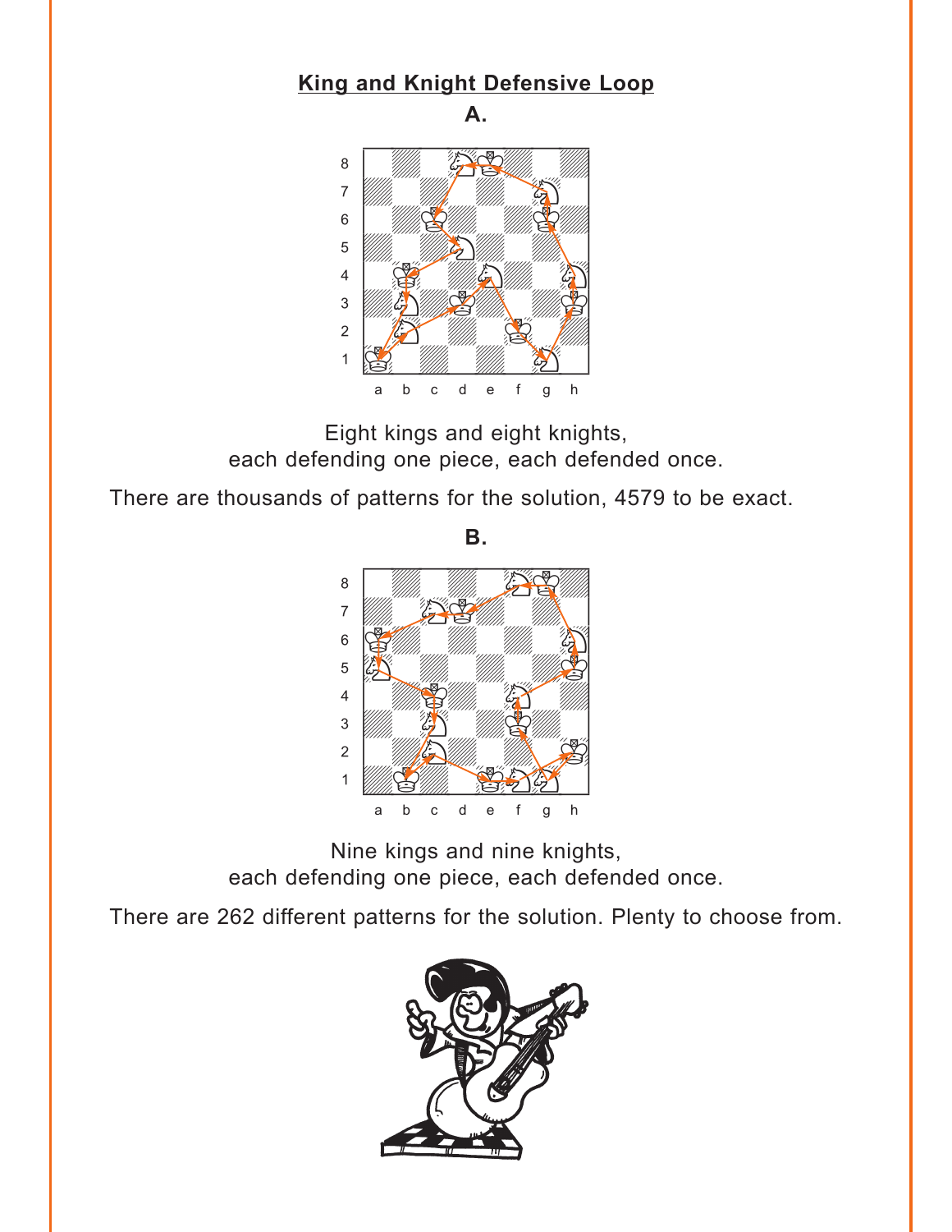## King and Knight Defensive Loop

**A.**

Eight kings and eight knights,
each defending one piece, each defended once.

There are thousands of patterns for the solution, 4579 to be exact.

**B.**

Nine kings and nine knights,
each defending one piece, each defended once.

There are 262 different patterns for the solution. Plenty to choose from.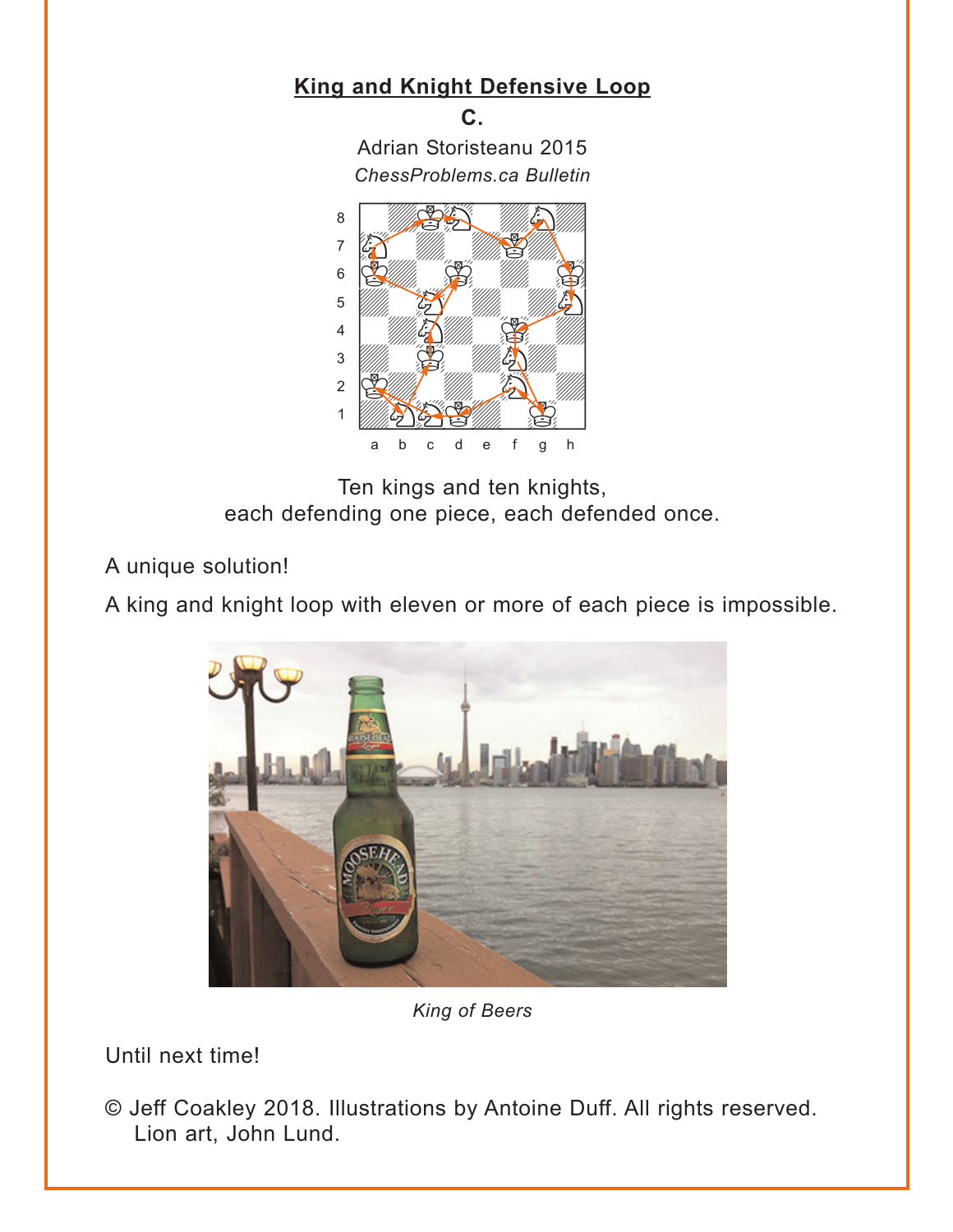## King and Knight Defensive Loop

**C.**

Adrian Storisteanu 2015

*ChessProblems.ca Bulletin*

Ten kings and ten knights,
each defending one piece, each defended once.

A unique solution!

A king and knight loop with eleven or more of each piece is impossible.

*King of Beers*

Until next time!

© Jeff Coakley 2018. Illustrations by Antoine Duff. All rights reserved.
Lion art, John Lund.